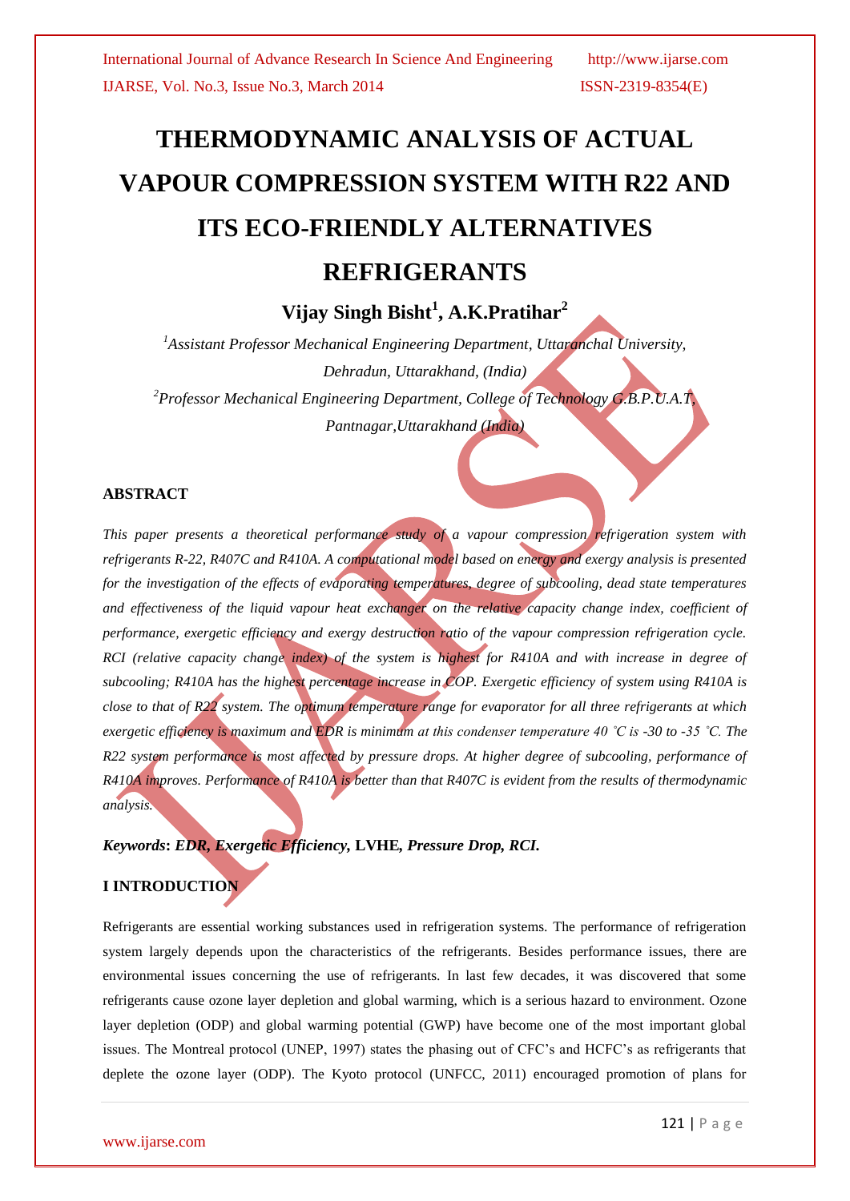# THERMODYNAMIC ANALYSIS OF ACTUAL VAPOUR COMPRESSION SYSTEM WITH R22 AND ITS ECO-FRIENDLY ALTERNATIVES REFRIGERANTS

**Vijay Singh Bisht[1], A.K.Pratihar[2]**

*[1]Assistant Professor Mechanical Engineering Department, Uttaranchal University, Dehradun, Uttarakhand, (India)*

*[2]Professor Mechanical Engineering Department, College of Technology G.B.P.U.A.T, Pantnagar,Uttarakhand (India)*

## ABSTRACT

*This paper presents a theoretical performance study of a vapour compression refrigeration system with refrigerants R-22, R407C and R410A. A computational model based on energy and exergy analysis is presented for the investigation of the effects of evaporating temperatures, degree of subcooling, dead state temperatures and effectiveness of the liquid vapour heat exchanger on the relative capacity change index, coefficient of performance, exergetic efficiency and exergy destruction ratio of the vapour compression refrigeration cycle. RCI (relative capacity change index) of the system is highest for R410A and with increase in degree of subcooling; R410A has the highest percentage increase in COP. Exergetic efficiency of system using R410A is close to that of R22 system. The optimum temperature range for evaporator for all three refrigerants at which exergetic efficiency is maximum and EDR is minimum at this condenser temperature 40 ˚C is -30 to -35 ˚C. The R22 system performance is most affected by pressure drops. At higher degree of subcooling, performance of R410A improves. Performance of R410A is better than that R407C is evident from the results of thermodynamic analysis.*

***Keywords*: *EDR, Exergetic Efficiency,* LVHE*, Pressure Drop, RCI*.**

## I INTRODUCTION

Refrigerants are essential working substances used in refrigeration systems. The performance of refrigeration system largely depends upon the characteristics of the refrigerants. Besides performance issues, there are environmental issues concerning the use of refrigerants. In last few decades, it was discovered that some refrigerants cause ozone layer depletion and global warming, which is a serious hazard to environment. Ozone layer depletion (ODP) and global warming potential (GWP) have become one of the most important global issues. The Montreal protocol (UNEP, 1997) states the phasing out of CFC's and HCFC's as refrigerants that deplete the ozone layer (ODP). The Kyoto protocol (UNFCC, 2011) encouraged promotion of plans for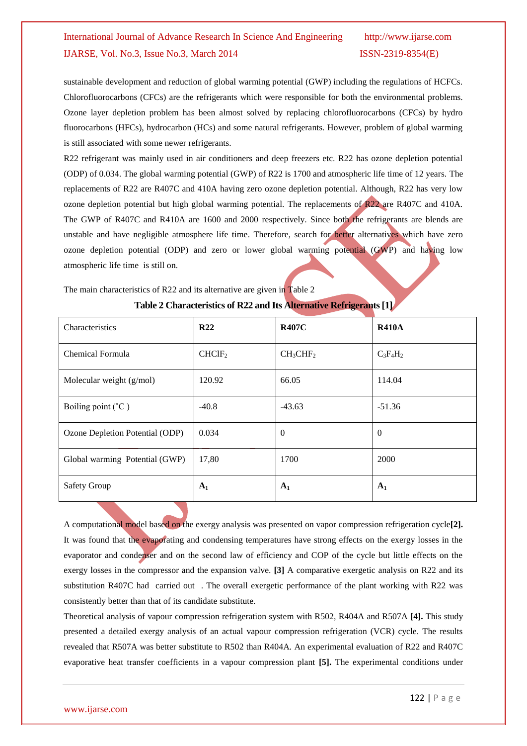sustainable development and reduction of global warming potential (GWP) including the regulations of HCFCs. Chlorofluorocarbons (CFCs) are the refrigerants which were responsible for both the environmental problems. Ozone layer depletion problem has been almost solved by replacing chlorofluorocarbons (CFCs) by hydro fluorocarbons (HFCs), hydrocarbon (HCs) and some natural refrigerants. However, problem of global warming is still associated with some newer refrigerants.

R22 refrigerant was mainly used in air conditioners and deep freezers etc. R22 has ozone depletion potential (ODP) of 0.034. The global warming potential (GWP) of R22 is 1700 and atmospheric life time of 12 years. The replacements of R22 are R407C and 410A having zero ozone depletion potential. Although, R22 has very low ozone depletion potential but high global warming potential. The replacements of R22 are R407C and 410A. The GWP of R407C and R410A are 1600 and 2000 respectively. Since both the refrigerants are blends are unstable and have negligible atmosphere life time. Therefore, search for better alternatives which have zero ozone depletion potential (ODP) and zero or lower global warming potential (GWP) and having low atmospheric life time is still on.

The main characteristics of R22 and its alternative are given in Table 2

**Table 2 Characteristics of R22 and Its Alternative Refrigerants [1]**

| Characteristics | **R22** | **R407C** | **R410A** |
|---|---|---|---|
| Chemical Formula | $CHClF_2$ | $CH_3CHF_2$ | $C_3F_4H_2$ |
| Molecular weight (g/mol) | 120.92 | 66.05 | 114.04 |
| Boiling point (˚C ) | -40.8 | -43.63 | -51.36 |
| Ozone Depletion Potential (ODP) | 0.034 | 0 | 0 |
| Global warming Potential (GWP) | 17,80 | 1700 | 2000 |
| Safety Group | **$A_1$** | **$A_1$** | **$A_1$** |

A computational model based on the exergy analysis was presented on vapor compression refrigeration cycle**[2].** It was found that the evaporating and condensing temperatures have strong effects on the exergy losses in the evaporator and condenser and on the second law of efficiency and COP of the cycle but little effects on the exergy losses in the compressor and the expansion valve. **[3]** A comparative exergetic analysis on R22 and its substitution R407C had carried out . The overall exergetic performance of the plant working with R22 was consistently better than that of its candidate substitute.

Theoretical analysis of vapour compression refrigeration system with R502, R404A and R507A **[4].** This study presented a detailed exergy analysis of an actual vapour compression refrigeration (VCR) cycle. The results revealed that R507A was better substitute to R502 than R404A. An experimental evaluation of R22 and R407C evaporative heat transfer coefficients in a vapour compression plant **[5].** The experimental conditions under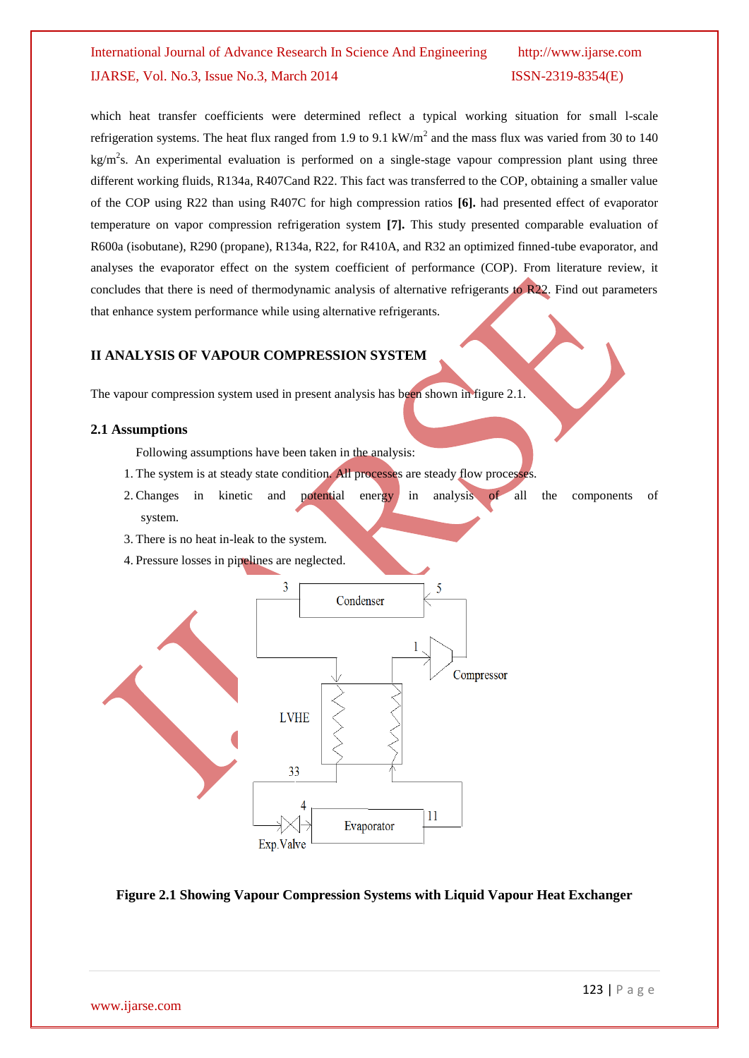which heat transfer coefficients were determined reflect a typical working situation for small l-scale refrigeration systems. The heat flux ranged from 1.9 to 9.1 kW/m$^2$ and the mass flux was varied from 30 to 140 kg/m$^2$s. An experimental evaluation is performed on a single-stage vapour compression plant using three different working fluids, R134a, R407Cand R22. This fact was transferred to the COP, obtaining a smaller value of the COP using R22 than using R407C for high compression ratios **[6].** had presented effect of evaporator temperature on vapor compression refrigeration system **[7].** This study presented comparable evaluation of R600a (isobutane), R290 (propane), R134a, R22, for R410A, and R32 an optimized finned-tube evaporator, and analyses the evaporator effect on the system coefficient of performance (COP). From literature review, it concludes that there is need of thermodynamic analysis of alternative refrigerants to R22. Find out parameters that enhance system performance while using alternative refrigerants.

## II ANALYSIS OF VAPOUR COMPRESSION SYSTEM

The vapour compression system used in present analysis has been shown in figure 2.1.

### 2.1 Assumptions

Following assumptions have been taken in the analysis:

1. The system is at steady state condition. All processes are steady flow processes.
2. Changes in kinetic and potential energy in analysis of all the components of system.
3. There is no heat in-leak to the system.
4. Pressure losses in pipelines are neglected.

**Figure 2.1 Showing Vapour Compression Systems with Liquid Vapour Heat Exchanger**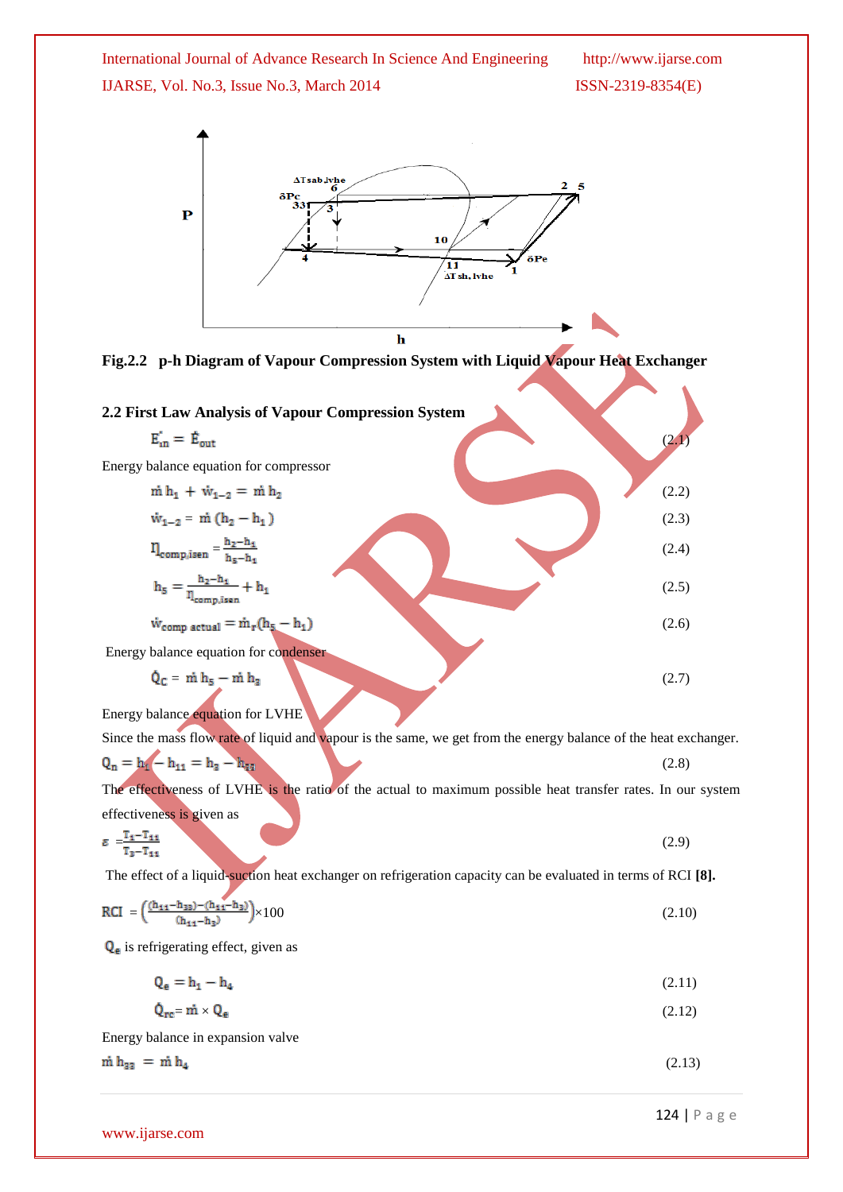Fig.2.2 p-h Diagram of Vapour Compression System with Liquid Vapour Heat Exchanger

## 2.2 First Law Analysis of Vapour Compression System

$$\dot{E}_{in} = \dot{E}_{out} \quad (2.1)$$

Energy balance equation for compressor

$$\dot{m}\, h_1 + \dot{w}_{1-2} = \dot{m}\, h_2 \quad (2.2)$$

$$\dot{w}_{1-2} = \dot{m}\,(h_2 - h_1) \quad (2.3)$$

$$\eta_{comp,isen} = \frac{h_2 - h_1}{h_5 - h_1} \quad (2.4)$$

$$h_5 = \frac{h_2 - h_1}{\eta_{comp,isen}} + h_1 \quad (2.5)$$

$$\dot{w}_{comp\ actual} = \dot{m}_r (h_5 - h_1) \quad (2.6)$$

Energy balance equation for condenser

$$\dot{Q}_C = \dot{m}\, h_5 - \dot{m}\, h_3 \quad (2.7)$$

Energy balance equation for LVHE

Since the mass flow rate of liquid and vapour is the same, we get from the energy balance of the heat exchanger.

$$Q_n = h_1 - h_{11} = h_3 - h_{33} \quad (2.8)$$

The effectiveness of LVHE is the ratio of the actual to maximum possible heat transfer rates. In our system effectiveness is given as

$$\varepsilon = \frac{T_1 - T_{11}}{T_3 - T_{11}} \quad (2.9)$$

The effect of a liquid-suction heat exchanger on refrigeration capacity can be evaluated in terms of RCI **[8].**

$$RCI = \left(\frac{(h_{11} - h_{33}) - (h_{11} - h_3)}{(h_{11} - h_3)}\right) \times 100 \quad (2.10)$$

$Q_e$ is refrigerating effect, given as

$$Q_e = h_1 - h_4 \quad (2.11)$$

$$\dot{Q}_{re} = \dot{m} \times Q_e \quad (2.12)$$

Energy balance in expansion valve

$$\dot{m}\, h_{33} = \dot{m}\, h_4 \quad (2.13)$$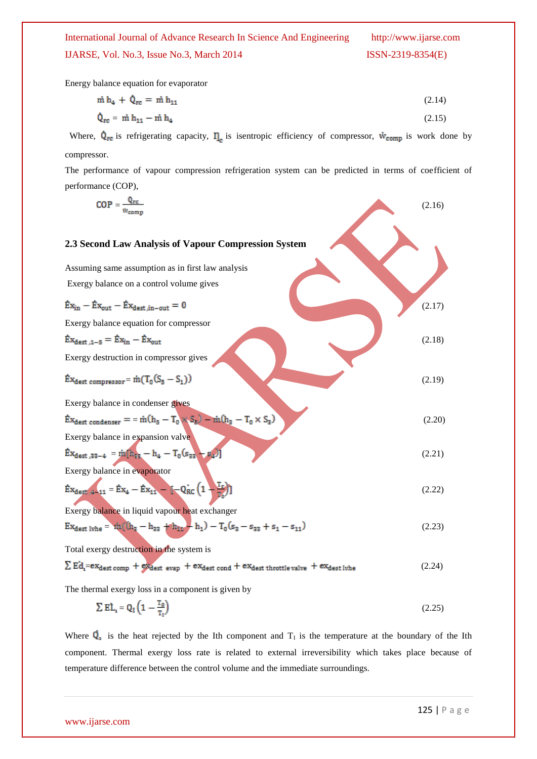Energy balance equation for evaporator

$$\dot{m}\, h_4 + \dot{Q}_{rc} = \dot{m}\, h_{11} \tag{2.14}$$

$$\dot{Q}_{rc} = \dot{m}\, h_{11} - \dot{m}\, h_4 \tag{2.15}$$

Where, $\dot{Q}_{rc}$ is refrigerating capacity, $\eta_c$ is isentropic efficiency of compressor, $\dot{w}_{comp}$ is work done by compressor.

The performance of vapour compression refrigeration system can be predicted in terms of coefficient of performance (COP),

$$COP = \frac{\dot{Q}_{rc}}{\dot{w}_{comp}} \tag{2.16}$$

### 2.3 Second Law Analysis of Vapour Compression System

Assuming same assumption as in first law analysis

Exergy balance on a control volume gives

$$\dot{E}x_{in} - \dot{E}x_{out} - \dot{E}x_{dest,in-out} = 0 \tag{2.17}$$

Exergy balance equation for compressor

$$\dot{E}x_{dest,1-5} = \dot{E}x_{in} - \dot{E}x_{out} \tag{2.18}$$

Exergy destruction in compressor gives

$$\dot{E}x_{dest\ compressor} = \dot{m}(T_0(S_5 - S_1)) \tag{2.19}$$

Exergy balance in condenser gives

$$\dot{E}x_{dest\ condenser} = = \dot{m}(h_5 - T_0 \times S_5) - \dot{m}(h_3 - T_0 \times S_3) \tag{2.20}$$

Exergy balance in expansion valve

$$\dot{E}x_{dest,33-4} = \dot{m}[h_{33} - h_4 - T_0(s_{33} - s_4)] \tag{2.21}$$

Exergy balance in evaporator

$$\dot{E}x_{dest,4-11} = \dot{E}x_4 - \dot{E}x_{11} - [-\dot{Q}_{RC}\left(1 - \frac{T_r}{T_0}\right)] \tag{2.22}$$

Exergy balance in liquid vapour heat exchanger

$$Ex_{dest\ lvhe} = \dot{m}((h_3 - h_{33} + h_{11} - h_1) - T_0(s_3 - s_{33} + s_1 - s_{11}) \tag{2.23}$$

Total exergy destruction in the system is

$$\sum \dot{E}d_i = ex_{dest\ comp} + ex_{dest\ evap} + ex_{dest\ cond} + ex_{dest\ throttle\ valve} + ex_{dest\ lvhe} \tag{2.24}$$

The thermal exergy loss in a component is given by

$$\sum \dot{E}L_i = Q_I\left(1 - \frac{T_0}{T_I}\right) \tag{2.25}$$

Where $\dot{Q}_i$ is the heat rejected by the Ith component and $T_I$ is the temperature at the boundary of the Ith component. Thermal exergy loss rate is related to external irreversibility which takes place because of temperature difference between the control volume and the immediate surroundings.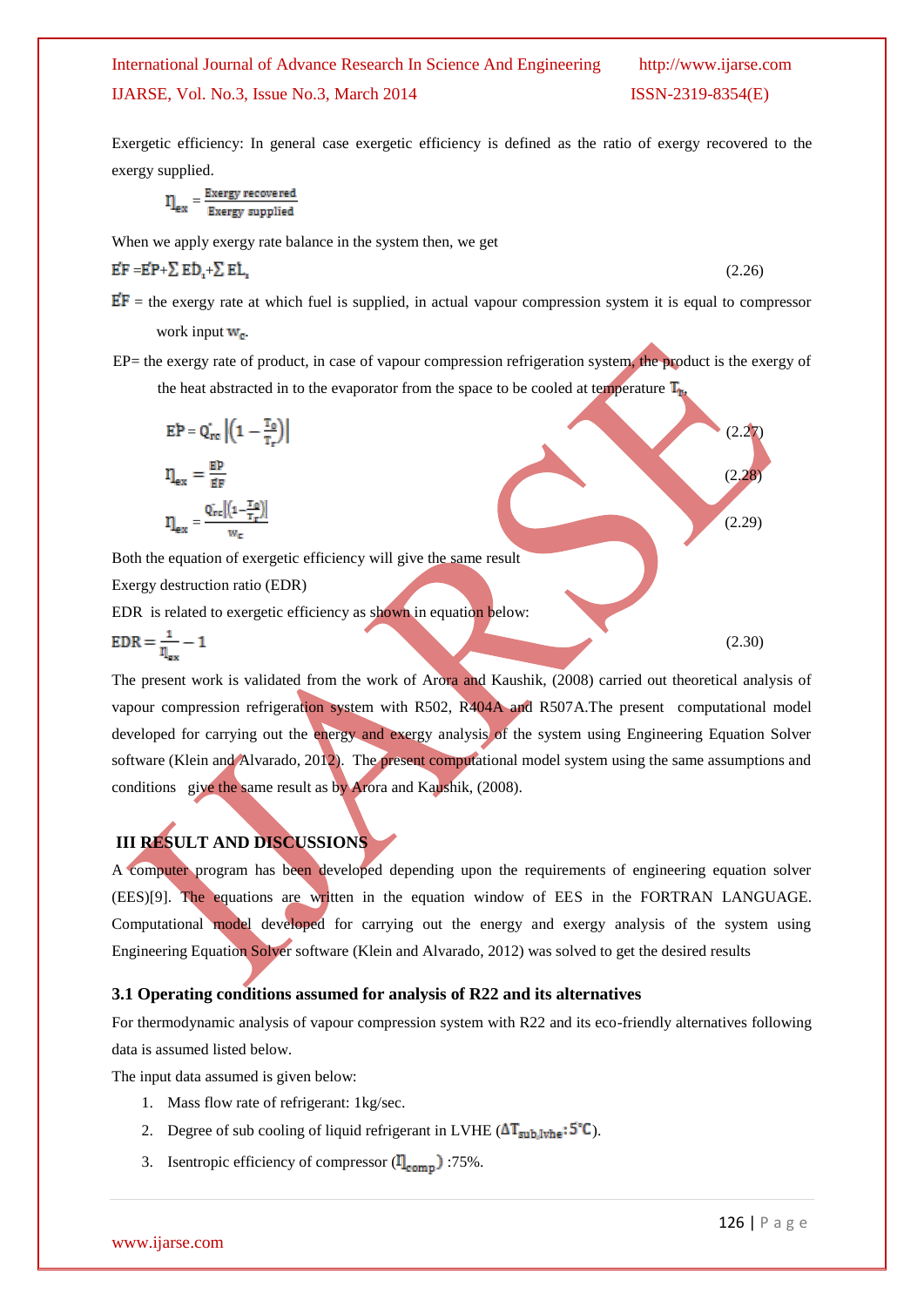Exergetic efficiency: In general case exergetic efficiency is defined as the ratio of exergy recovered to the exergy supplied.

$$\eta_{ex} = \frac{\text{Exergy recovered}}{\text{Exergy supplied}}$$

When we apply exergy rate balance in the system then, we get

$$\dot{E}F = \dot{E}P + \sum \dot{E}D_i + \sum \dot{E}L_i \qquad (2.26)$$

$\dot{E}F$ = the exergy rate at which fuel is supplied, in actual vapour compression system it is equal to compressor work input $w_c$.

EP= the exergy rate of product, in case of vapour compression refrigeration system, the product is the exergy of the heat abstracted in to the evaporator from the space to be cooled at temperature $T_r$,

$$\dot{E}P = \dot{Q}_{rc} \left| \left(1 - \frac{T_0}{T_r}\right) \right| \qquad (2.27)$$

$$\eta_{ex} = \frac{\dot{E}P}{\dot{E}F} \qquad (2.28)$$

$$\eta_{ex} = \frac{\dot{Q}_{rc} \left| \left(1 - \frac{T_0}{T_r}\right) \right|}{w_c} \qquad (2.29)$$

Both the equation of exergetic efficiency will give the same result

Exergy destruction ratio (EDR)

EDR is related to exergetic efficiency as shown in equation below:

$$EDR = \frac{1}{\eta_{ex}} - 1 \qquad (2.30)$$

The present work is validated from the work of Arora and Kaushik, (2008) carried out theoretical analysis of vapour compression refrigeration system with R502, R404A and R507A.The present computational model developed for carrying out the energy and exergy analysis of the system using Engineering Equation Solver software (Klein and Alvarado, 2012). The present computational model system using the same assumptions and conditions give the same result as by Arora and Kaushik, (2008).

## III RESULT AND DISCUSSIONS

A computer program has been developed depending upon the requirements of engineering equation solver (EES)[9]. The equations are written in the equation window of EES in the FORTRAN LANGUAGE. Computational model developed for carrying out the energy and exergy analysis of the system using Engineering Equation Solver software (Klein and Alvarado, 2012) was solved to get the desired results

### 3.1 Operating conditions assumed for analysis of R22 and its alternatives

For thermodynamic analysis of vapour compression system with R22 and its eco-friendly alternatives following data is assumed listed below.

The input data assumed is given below:

1. Mass flow rate of refrigerant: 1kg/sec.
2. Degree of sub cooling of liquid refrigerant in LVHE ($\Delta T_{sub,lvhe}$: 5°C).
3. Isentropic efficiency of compressor ($\eta_{comp}$) :75%.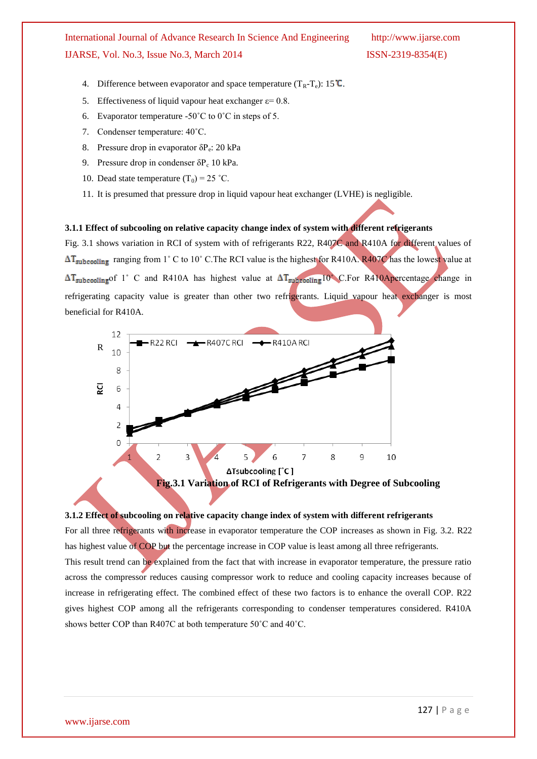4. Difference between evaporator and space temperature ($T_R$-$T_e$): 15℃.
5. Effectiveness of liquid vapour heat exchanger ε= 0.8.
6. Evaporator temperature -50˚C to 0˚C in steps of 5.
7. Condenser temperature: 40˚C.
8. Pressure drop in evaporator $\delta P_e$: 20 kPa
9. Pressure drop in condenser $\delta P_c$ 10 kPa.
10. Dead state temperature ($T_0$) = 25 ˚C.
11. It is presumed that pressure drop in liquid vapour heat exchanger (LVHE) is negligible.

**3.1.1 Effect of subcooling on relative capacity change index of system with different refrigerants**

Fig. 3.1 shows variation in RCI of system with of refrigerants R22, R407C and R410A for different values of $\Delta T_{subcooling}$ ranging from 1˚ C to 10˚ C.The RCI value is the highest for R410A. R407C has the lowest value at $\Delta T_{subcooling}$of 1˚ C and R410A has highest value at $\Delta T_{subcooling}$10˚ C.For R410Apercentage change in refrigerating capacity value is greater than other two refrigerants. Liquid vapour heat exchanger is most beneficial for R410A.

**Fig.3.1 Variation of RCI of Refrigerants with Degree of Subcooling**

**3.1.2 Effect of subcooling on relative capacity change index of system with different refrigerants**

For all three refrigerants with increase in evaporator temperature the COP increases as shown in Fig. 3.2. R22 has highest value of COP but the percentage increase in COP value is least among all three refrigerants.

This result trend can be explained from the fact that with increase in evaporator temperature, the pressure ratio across the compressor reduces causing compressor work to reduce and cooling capacity increases because of increase in refrigerating effect. The combined effect of these two factors is to enhance the overall COP. R22 gives highest COP among all the refrigerants corresponding to condenser temperatures considered. R410A shows better COP than R407C at both temperature 50˚C and 40˚C.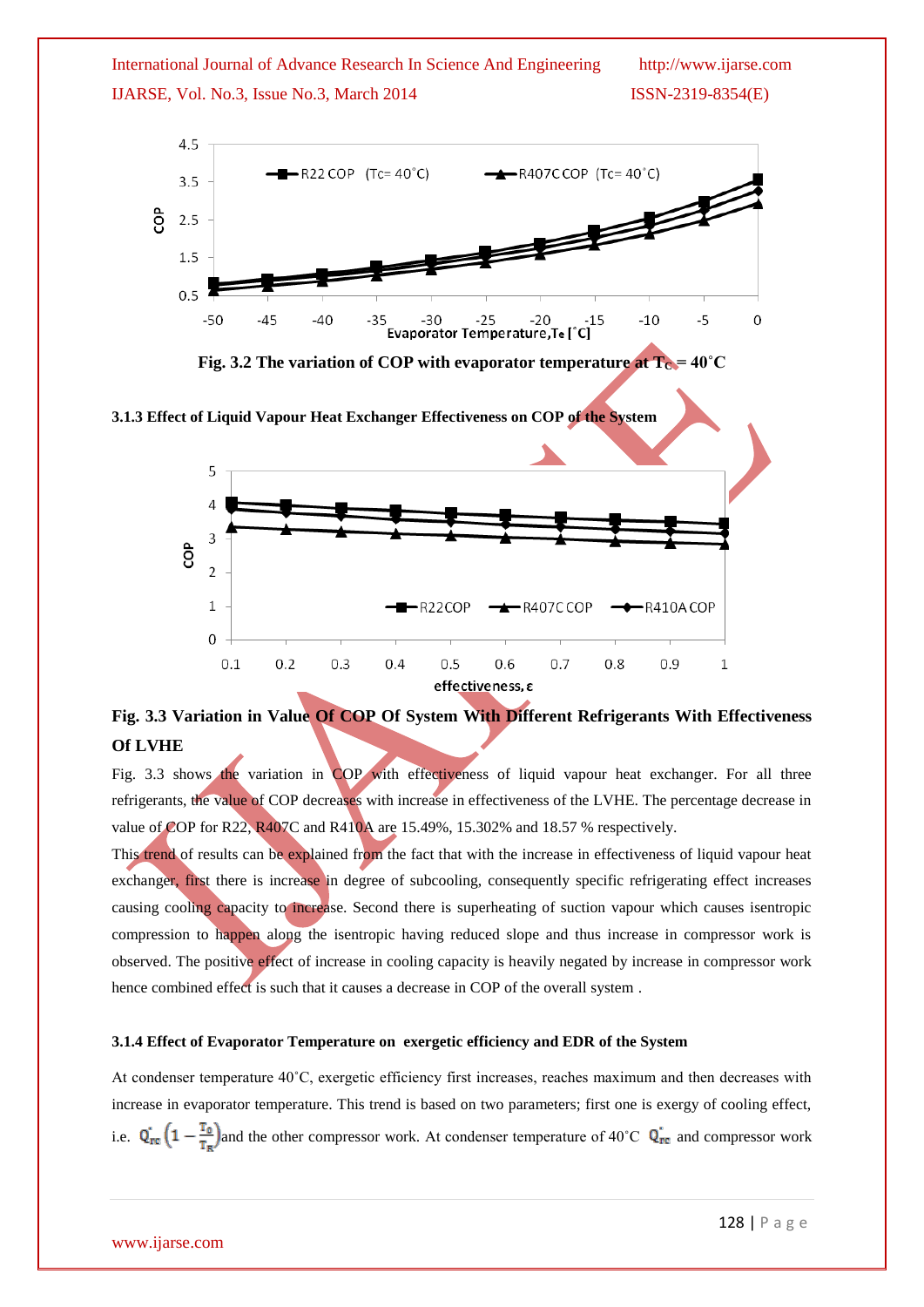Fig. 3.2 The variation of COP with evaporator temperature at $T_c = 40^{\circ}C$

### 3.1.3 Effect of Liquid Vapour Heat Exchanger Effectiveness on COP of the System

**Fig. 3.3 Variation in Value Of COP Of System With Different Refrigerants With Effectiveness Of LVHE**

Fig. 3.3 shows the variation in COP with effectiveness of liquid vapour heat exchanger. For all three refrigerants, the value of COP decreases with increase in effectiveness of the LVHE. The percentage decrease in value of COP for R22, R407C and R410A are 15.49%, 15.302% and 18.57 % respectively.

This trend of results can be explained from the fact that with the increase in effectiveness of liquid vapour heat exchanger, first there is increase in degree of subcooling, consequently specific refrigerating effect increases causing cooling capacity to increase. Second there is superheating of suction vapour which causes isentropic compression to happen along the isentropic having reduced slope and thus increase in compressor work is observed. The positive effect of increase in cooling capacity is heavily negated by increase in compressor work hence combined effect is such that it causes a decrease in COP of the overall system .

### 3.1.4 Effect of Evaporator Temperature on exergetic efficiency and EDR of the System

At condenser temperature 40˚C, exergetic efficiency first increases, reaches maximum and then decreases with increase in evaporator temperature. This trend is based on two parameters; first one is exergy of cooling effect, i.e. $\dot{Q}_{rc}\left(1-\frac{T_0}{T_R}\right)$ and the other compressor work. At condenser temperature of 40˚C $\dot{Q}_{rc}$ and compressor work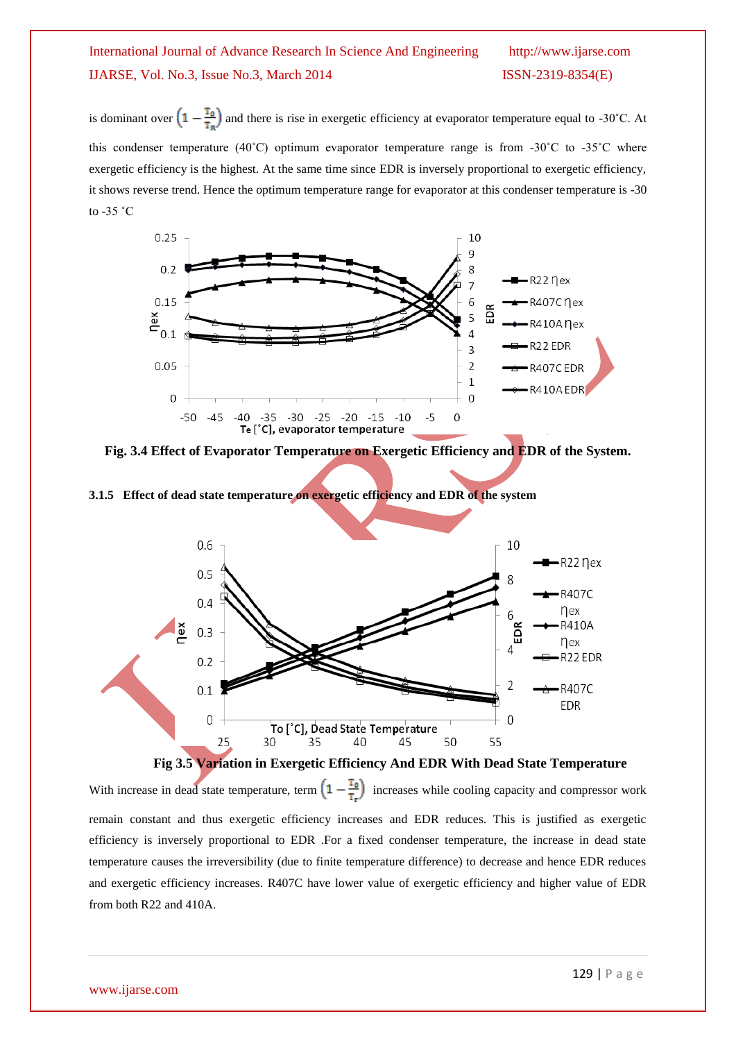is dominant over $\left(1-\frac{T_0}{T_R}\right)$ and there is rise in exergetic efficiency at evaporator temperature equal to -30˚C. At this condenser temperature (40˚C) optimum evaporator temperature range is from -30˚C to -35˚C where exergetic efficiency is the highest. At the same time since EDR is inversely proportional to exergetic efficiency, it shows reverse trend. Hence the optimum temperature range for evaporator at this condenser temperature is -30 to -35 ˚C

**Fig. 3.4 Effect of Evaporator Temperature on Exergetic Efficiency and EDR of the System.**

### 3.1.5 Effect of dead state temperature on exergetic efficiency and EDR of the system

**Fig 3.5 Variation in Exergetic Efficiency And EDR With Dead State Temperature**

With increase in dead state temperature, term $\left(1-\frac{T_0}{T_r}\right)$ increases while cooling capacity and compressor work remain constant and thus exergetic efficiency increases and EDR reduces. This is justified as exergetic efficiency is inversely proportional to EDR .For a fixed condenser temperature, the increase in dead state temperature causes the irreversibility (due to finite temperature difference) to decrease and hence EDR reduces and exergetic efficiency increases. R407C have lower value of exergetic efficiency and higher value of EDR from both R22 and 410A.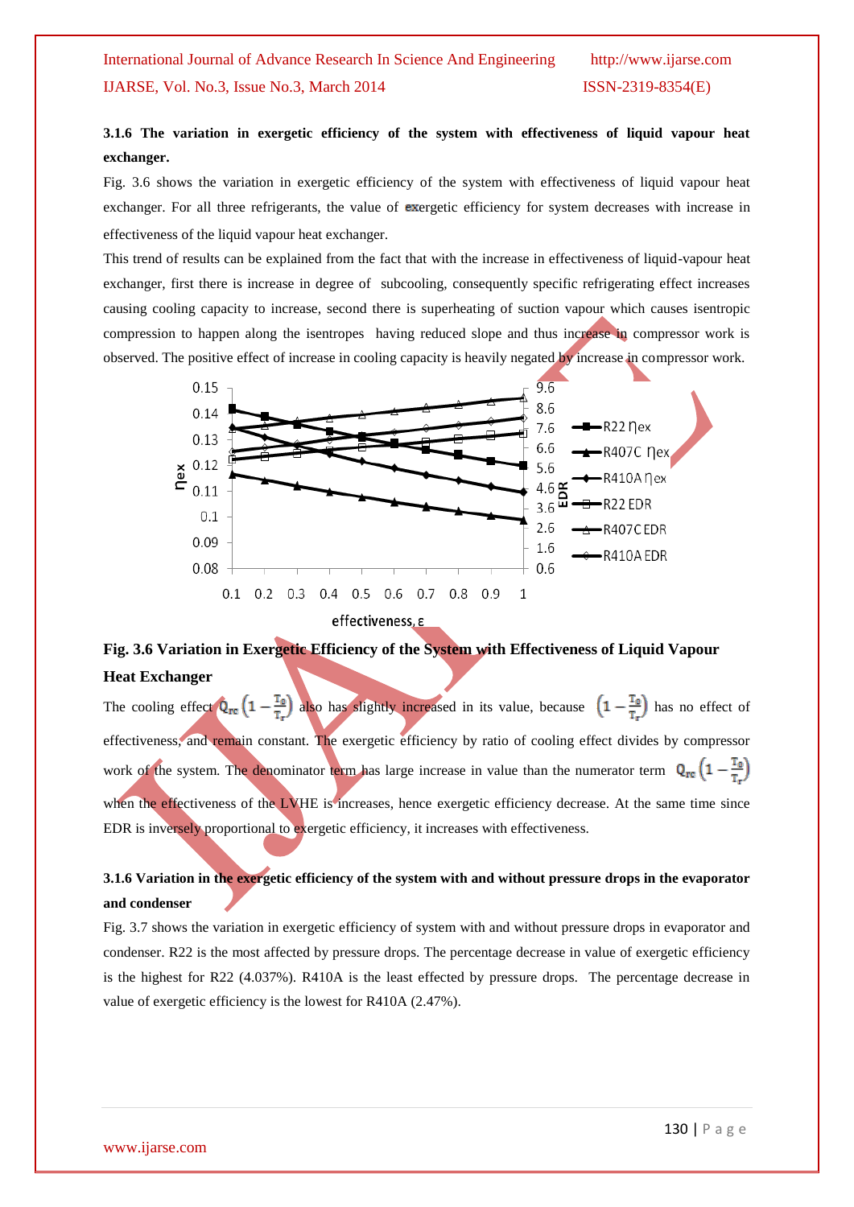### 3.1.6 The variation in exergetic efficiency of the system with effectiveness of liquid vapour heat exchanger.

Fig. 3.6 shows the variation in exergetic efficiency of the system with effectiveness of liquid vapour heat exchanger. For all three refrigerants, the value of exergetic efficiency for system decreases with increase in effectiveness of the liquid vapour heat exchanger.

This trend of results can be explained from the fact that with the increase in effectiveness of liquid-vapour heat exchanger, first there is increase in degree of subcooling, consequently specific refrigerating effect increases causing cooling capacity to increase, second there is superheating of suction vapour which causes isentropic compression to happen along the isentropes having reduced slope and thus increase in compressor work is observed. The positive effect of increase in cooling capacity is heavily negated by increase in compressor work.

**Fig. 3.6 Variation in Exergetic Efficiency of the System with Effectiveness of Liquid Vapour Heat Exchanger**

The cooling effect $Q_{rc}\left(1-\frac{T_0}{T_r}\right)$ also has slightly increased in its value, because $\left(1-\frac{T_0}{T_r}\right)$ has no effect of effectiveness, and remain constant. The exergetic efficiency by ratio of cooling effect divides by compressor work of the system. The denominator term has large increase in value than the numerator term $Q_{rc}\left(1-\frac{T_0}{T_r}\right)$ when the effectiveness of the LVHE is increases, hence exergetic efficiency decrease. At the same time since EDR is inversely proportional to exergetic efficiency, it increases with effectiveness.

### 3.1.6 Variation in the exergetic efficiency of the system with and without pressure drops in the evaporator and condenser

Fig. 3.7 shows the variation in exergetic efficiency of system with and without pressure drops in evaporator and condenser. R22 is the most affected by pressure drops. The percentage decrease in value of exergetic efficiency is the highest for R22 (4.037%). R410A is the least effected by pressure drops. The percentage decrease in value of exergetic efficiency is the lowest for R410A (2.47%).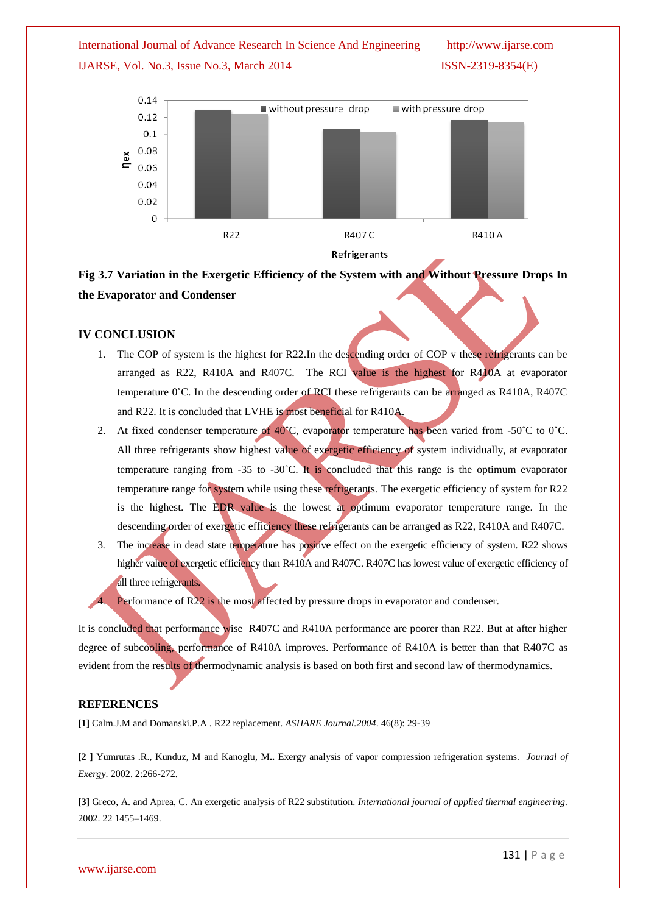Fig 3.7 Variation in the Exergetic Efficiency of the System with and Without Pressure Drops In the Evaporator and Condenser

## IV CONCLUSION

1. The COP of system is the highest for R22.In the descending order of COP v these refrigerants can be arranged as R22, R410A and R407C. The RCI value is the highest for R410A at evaporator temperature 0˚C. In the descending order of RCI these refrigerants can be arranged as R410A, R407C and R22. It is concluded that LVHE is most beneficial for R410A.
2. At fixed condenser temperature of 40˚C, evaporator temperature has been varied from -50˚C to 0˚C. All three refrigerants show highest value of exergetic efficiency of system individually, at evaporator temperature ranging from -35 to -30˚C. It is concluded that this range is the optimum evaporator temperature range for system while using these refrigerants. The exergetic efficiency of system for R22 is the highest. The EDR value is the lowest at optimum evaporator temperature range. In the descending order of exergetic efficiency these refrigerants can be arranged as R22, R410A and R407C.
3. The increase in dead state temperature has positive effect on the exergetic efficiency of system. R22 shows higher value of exergetic efficiency than R410A and R407C. R407C has lowest value of exergetic efficiency of all three refrigerants.
4. Performance of R22 is the most affected by pressure drops in evaporator and condenser.

It is concluded that performance wise R407C and R410A performance are poorer than R22. But at after higher degree of subcooling, performance of R410A improves. Performance of R410A is better than that R407C as evident from the results of thermodynamic analysis is based on both first and second law of thermodynamics.

## REFERENCES

**[1]** Calm.J.M and Domanski.P.A . R22 replacement. *ASHARE Journal.2004*. 46(8): 29-39

**[2 ]** Yumrutas .R., Kunduz, M and Kanoglu, M**..** Exergy analysis of vapor compression refrigeration systems. *Journal of Exergy*. 2002. 2:266-272.

**[3]** Greco, A. and Aprea, C. An exergetic analysis of R22 substitution. *International journal of applied thermal engineering.* 2002. 22 1455–1469.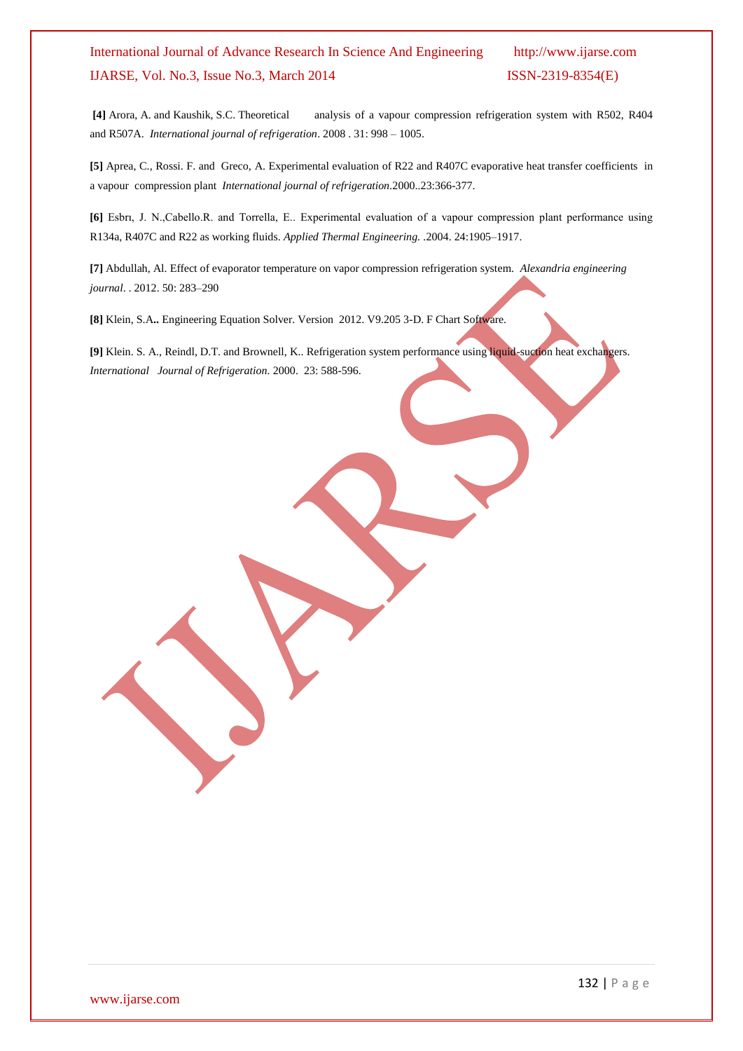**[4]** Arora, A. and Kaushik, S.C. Theoretical analysis of a vapour compression refrigeration system with R502, R404 and R507A. *International journal of refrigeration*. 2008 . 31: 998 – 1005.

**[5]** Aprea, C., Rossi. F. and Greco, A. Experimental evaluation of R22 and R407C evaporative heat transfer coefficients in a vapour compression plant *International journal of refrigeration*.2000..23:366-377.

**[6]** Esbrı, J. N.,Cabello.R. and Torrella, E.. Experimental evaluation of a vapour compression plant performance using R134a, R407C and R22 as working fluids. *Applied Thermal Engineering.* .2004. 24:1905–1917.

**[7]** Abdullah, Al. Effect of evaporator temperature on vapor compression refrigeration system. *Alexandria engineering journal*. . 2012. 50: 283–290

**[8]** Klein, S.A**..** Engineering Equation Solver. Version 2012. V9.205 3-D. F Chart Software.

**[9]** Klein. S. A., Reindl, D.T. and Brownell, K.. Refrigeration system performance using liquid-suction heat exchangers. *International Journal of Refrigeration*. 2000. 23: 588-596.